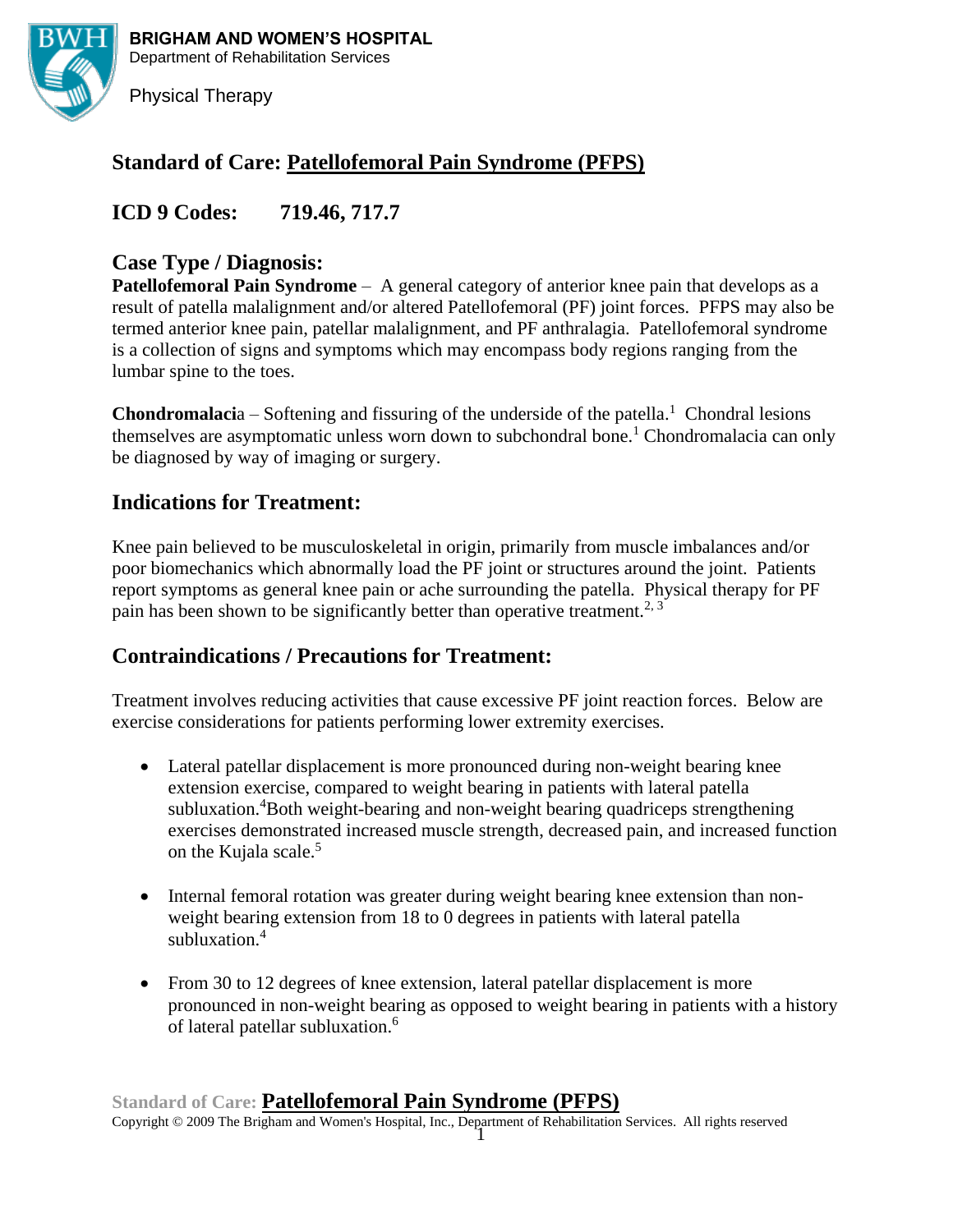**BRIGHAM AND WOMEN'S HOSPITAL**
Department of Rehabilitation Services

Physical Therapy

# Standard of Care: Patellofemoral Pain Syndrome (PFPS)

## ICD 9 Codes: 719.46, 717.7

## Case Type / Diagnosis:

**Patellofemoral Pain Syndrome** – A general category of anterior knee pain that develops as a result of patella malalignment and/or altered Patellofemoral (PF) joint forces. PFPS may also be termed anterior knee pain, patellar malalignment, and PF anthralagia. Patellofemoral syndrome is a collection of signs and symptoms which may encompass body regions ranging from the lumbar spine to the toes.

**Chondromalaci**a – Softening and fissuring of the underside of the patella.[1] Chondral lesions themselves are asymptomatic unless worn down to subchondral bone.[1] Chondromalacia can only be diagnosed by way of imaging or surgery.

## Indications for Treatment:

Knee pain believed to be musculoskeletal in origin, primarily from muscle imbalances and/or poor biomechanics which abnormally load the PF joint or structures around the joint. Patients report symptoms as general knee pain or ache surrounding the patella. Physical therapy for PF pain has been shown to be significantly better than operative treatment.[2, 3]

## Contraindications / Precautions for Treatment:

Treatment involves reducing activities that cause excessive PF joint reaction forces. Below are exercise considerations for patients performing lower extremity exercises.

- Lateral patellar displacement is more pronounced during non-weight bearing knee extension exercise, compared to weight bearing in patients with lateral patella subluxation.[4]Both weight-bearing and non-weight bearing quadriceps strengthening exercises demonstrated increased muscle strength, decreased pain, and increased function on the Kujala scale.[5]

- Internal femoral rotation was greater during weight bearing knee extension than non-weight bearing extension from 18 to 0 degrees in patients with lateral patella subluxation.[4]

- From 30 to 12 degrees of knee extension, lateral patellar displacement is more pronounced in non-weight bearing as opposed to weight bearing in patients with a history of lateral patellar subluxation.[6]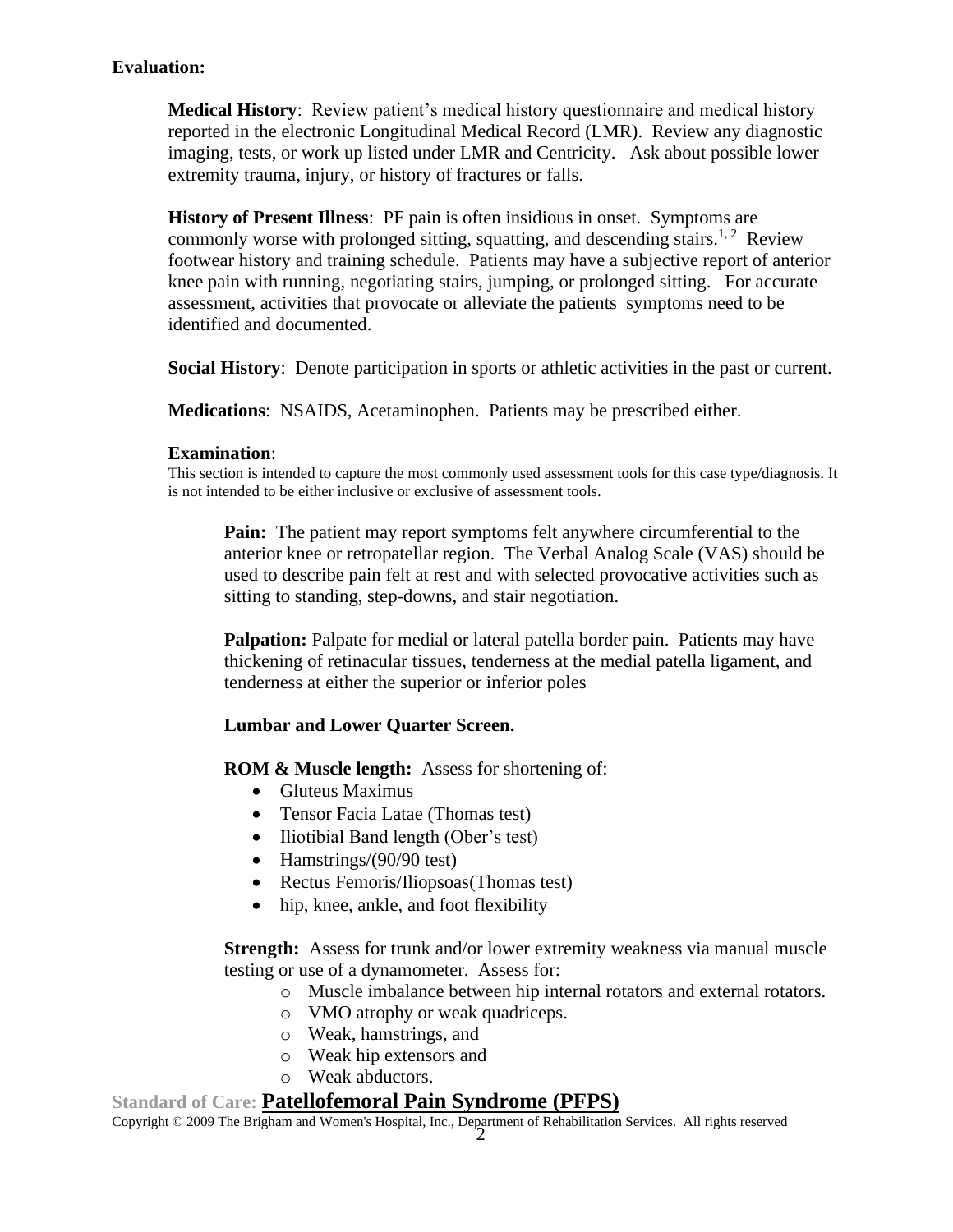**Evaluation:**

**Medical History**: Review patient's medical history questionnaire and medical history reported in the electronic Longitudinal Medical Record (LMR). Review any diagnostic imaging, tests, or work up listed under LMR and Centricity. Ask about possible lower extremity trauma, injury, or history of fractures or falls.

**History of Present Illness**: PF pain is often insidious in onset. Symptoms are commonly worse with prolonged sitting, squatting, and descending stairs.[1, 2] Review footwear history and training schedule. Patients may have a subjective report of anterior knee pain with running, negotiating stairs, jumping, or prolonged sitting. For accurate assessment, activities that provocate or alleviate the patients symptoms need to be identified and documented.

**Social History**: Denote participation in sports or athletic activities in the past or current.

**Medications**: NSAIDS, Acetaminophen. Patients may be prescribed either.

**Examination**:

This section is intended to capture the most commonly used assessment tools for this case type/diagnosis. It is not intended to be either inclusive or exclusive of assessment tools.

**Pain:** The patient may report symptoms felt anywhere circumferential to the anterior knee or retropatellar region. The Verbal Analog Scale (VAS) should be used to describe pain felt at rest and with selected provocative activities such as sitting to standing, step-downs, and stair negotiation.

**Palpation:** Palpate for medial or lateral patella border pain. Patients may have thickening of retinacular tissues, tenderness at the medial patella ligament, and tenderness at either the superior or inferior poles

**Lumbar and Lower Quarter Screen.**

**ROM & Muscle length:** Assess for shortening of:

- Gluteus Maximus
- Tensor Facia Latae (Thomas test)
- Iliotibial Band length (Ober's test)
- Hamstrings/(90/90 test)
- Rectus Femoris/Iliopsoas(Thomas test)
- hip, knee, ankle, and foot flexibility

**Strength:** Assess for trunk and/or lower extremity weakness via manual muscle testing or use of a dynamometer. Assess for:

- Muscle imbalance between hip internal rotators and external rotators.
- VMO atrophy or weak quadriceps.
- Weak, hamstrings, and
- Weak hip extensors and
- Weak abductors.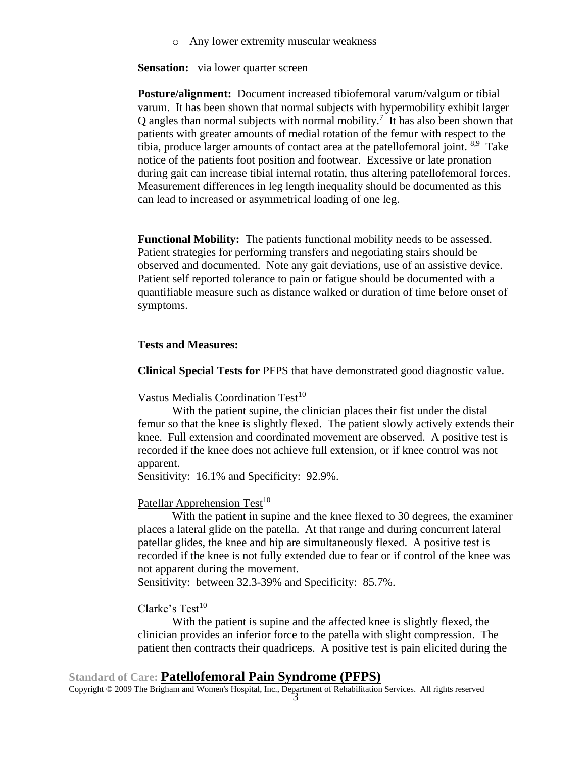- Any lower extremity muscular weakness

**Sensation:** via lower quarter screen

**Posture/alignment:** Document increased tibiofemoral varum/valgum or tibial varum. It has been shown that normal subjects with hypermobility exhibit larger Q angles than normal subjects with normal mobility.[7] It has also been shown that patients with greater amounts of medial rotation of the femur with respect to the tibia, produce larger amounts of contact area at the patellofemoral joint.[8,9] Take notice of the patients foot position and footwear. Excessive or late pronation during gait can increase tibial internal rotatin, thus altering patellofemoral forces. Measurement differences in leg length inequality should be documented as this can lead to increased or asymmetrical loading of one leg.

**Functional Mobility:** The patients functional mobility needs to be assessed. Patient strategies for performing transfers and negotiating stairs should be observed and documented. Note any gait deviations, use of an assistive device. Patient self reported tolerance to pain or fatigue should be documented with a quantifiable measure such as distance walked or duration of time before onset of symptoms.

**Tests and Measures:**

**Clinical Special Tests for** PFPS that have demonstrated good diagnostic value.

Vastus Medialis Coordination Test[10]

With the patient supine, the clinician places their fist under the distal femur so that the knee is slightly flexed. The patient slowly actively extends their knee. Full extension and coordinated movement are observed. A positive test is recorded if the knee does not achieve full extension, or if knee control was not apparent.
Sensitivity: 16.1% and Specificity: 92.9%.

Patellar Apprehension Test[10]

With the patient in supine and the knee flexed to 30 degrees, the examiner places a lateral glide on the patella. At that range and during concurrent lateral patellar glides, the knee and hip are simultaneously flexed. A positive test is recorded if the knee is not fully extended due to fear or if control of the knee was not apparent during the movement.
Sensitivity: between 32.3-39% and Specificity: 85.7%.

Clarke's Test[10]

With the patient is supine and the affected knee is slightly flexed, the clinician provides an inferior force to the patella with slight compression. The patient then contracts their quadriceps. A positive test is pain elicited during the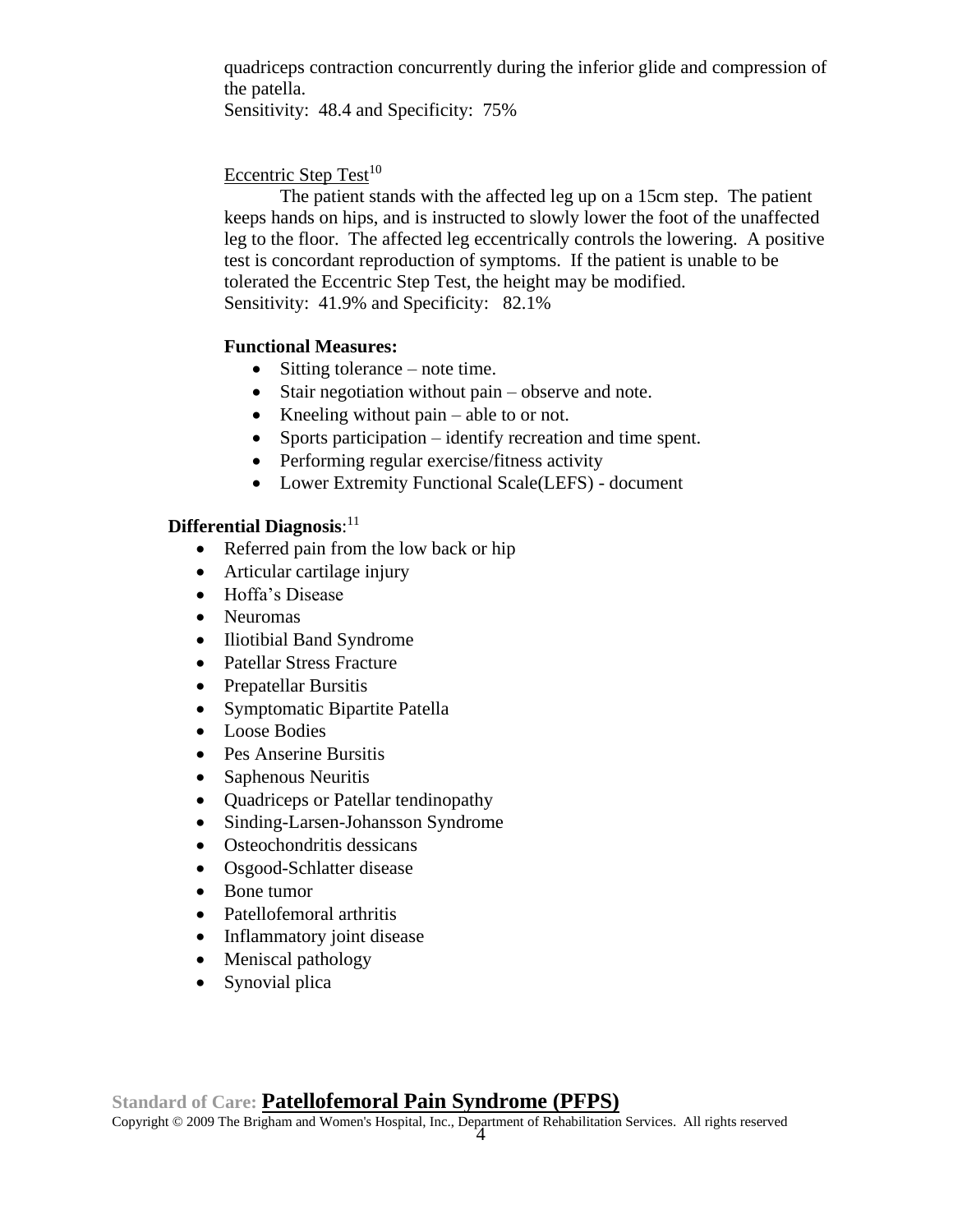quadriceps contraction concurrently during the inferior glide and compression of the patella.
Sensitivity: 48.4 and Specificity: 75%

Eccentric Step Test[10]

The patient stands with the affected leg up on a 15cm step. The patient keeps hands on hips, and is instructed to slowly lower the foot of the unaffected leg to the floor. The affected leg eccentrically controls the lowering. A positive test is concordant reproduction of symptoms. If the patient is unable to be tolerated the Eccentric Step Test, the height may be modified.
Sensitivity: 41.9% and Specificity: 82.1%

**Functional Measures:**

- Sitting tolerance – note time.
- Stair negotiation without pain – observe and note.
- Kneeling without pain – able to or not.
- Sports participation – identify recreation and time spent.
- Performing regular exercise/fitness activity
- Lower Extremity Functional Scale(LEFS) - document

**Differential Diagnosis**:[11]

- Referred pain from the low back or hip
- Articular cartilage injury
- Hoffa's Disease
- Neuromas
- Iliotibial Band Syndrome
- Patellar Stress Fracture
- Prepatellar Bursitis
- Symptomatic Bipartite Patella
- Loose Bodies
- Pes Anserine Bursitis
- Saphenous Neuritis
- Quadriceps or Patellar tendinopathy
- Sinding-Larsen-Johansson Syndrome
- Osteochondritis dessicans
- Osgood-Schlatter disease
- Bone tumor
- Patellofemoral arthritis
- Inflammatory joint disease
- Meniscal pathology
- Synovial plica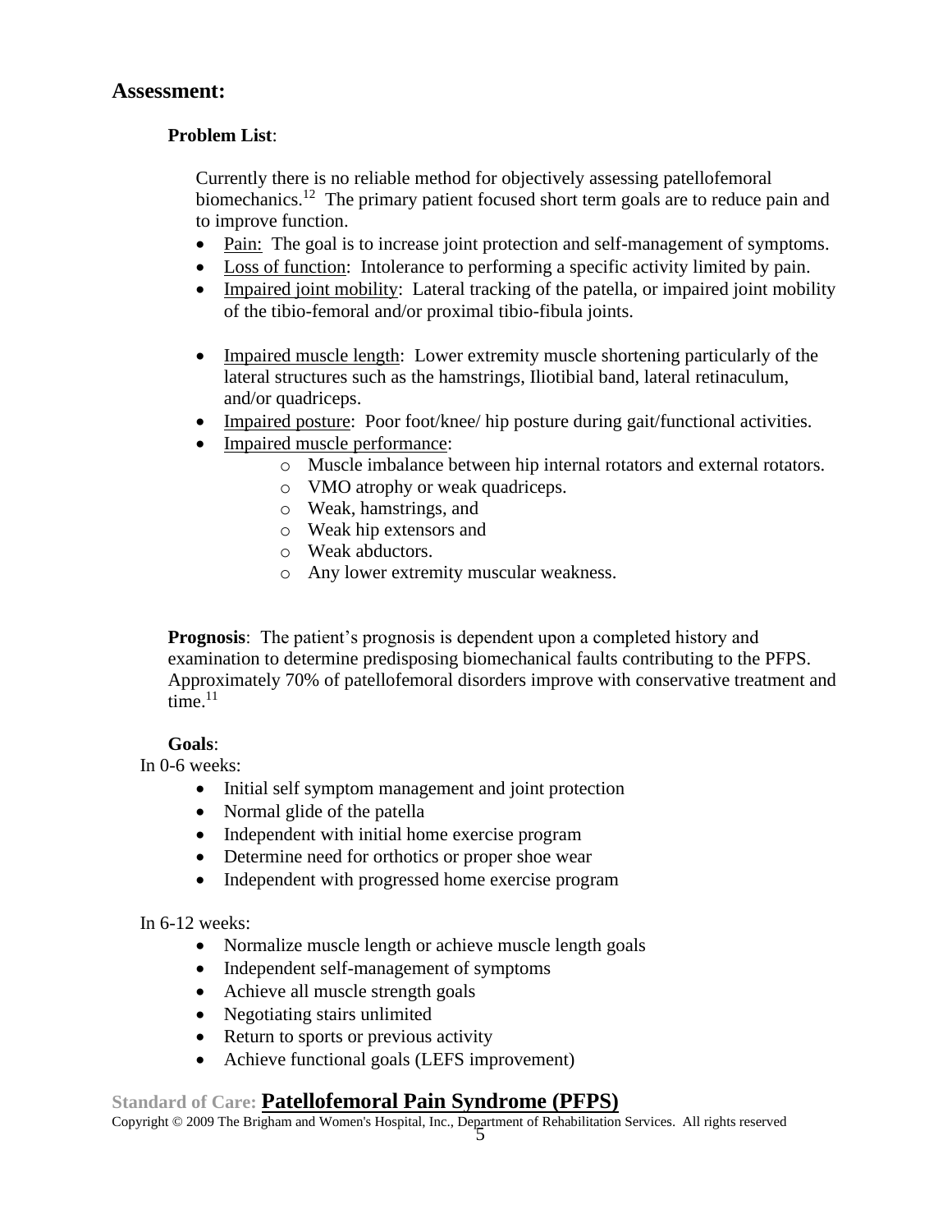## Assessment:

**Problem List**:

Currently there is no reliable method for objectively assessing patellofemoral biomechanics.[12] The primary patient focused short term goals are to reduce pain and to improve function.

- Pain: The goal is to increase joint protection and self-management of symptoms.
- Loss of function: Intolerance to performing a specific activity limited by pain.
- Impaired joint mobility: Lateral tracking of the patella, or impaired joint mobility of the tibio-femoral and/or proximal tibio-fibula joints.
- Impaired muscle length: Lower extremity muscle shortening particularly of the lateral structures such as the hamstrings, Iliotibial band, lateral retinaculum, and/or quadriceps.
- Impaired posture: Poor foot/knee/ hip posture during gait/functional activities.
- Impaired muscle performance:
  - Muscle imbalance between hip internal rotators and external rotators.
  - VMO atrophy or weak quadriceps.
  - Weak, hamstrings, and
  - Weak hip extensors and
  - Weak abductors.
  - Any lower extremity muscular weakness.

**Prognosis**: The patient's prognosis is dependent upon a completed history and examination to determine predisposing biomechanical faults contributing to the PFPS. Approximately 70% of patellofemoral disorders improve with conservative treatment and time.[11]

**Goals**:

In 0-6 weeks:

- Initial self symptom management and joint protection
- Normal glide of the patella
- Independent with initial home exercise program
- Determine need for orthotics or proper shoe wear
- Independent with progressed home exercise program

In 6-12 weeks:

- Normalize muscle length or achieve muscle length goals
- Independent self-management of symptoms
- Achieve all muscle strength goals
- Negotiating stairs unlimited
- Return to sports or previous activity
- Achieve functional goals (LEFS improvement)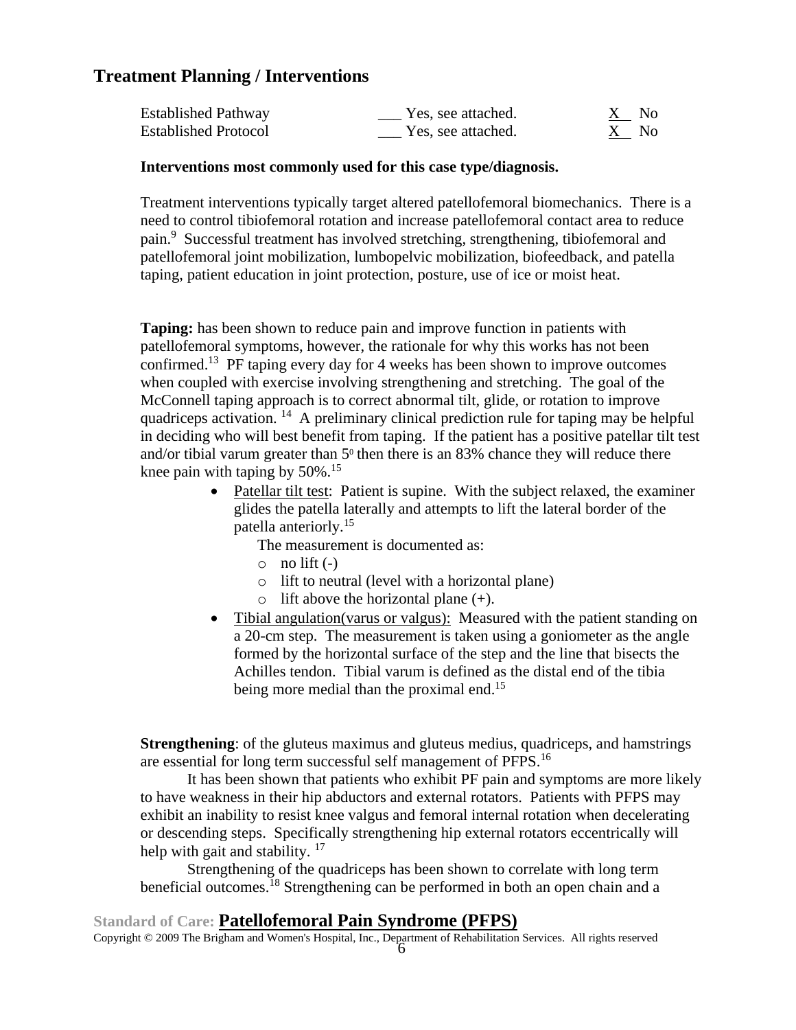## Treatment Planning / Interventions

| | | |
|---|---|---|
| Established Pathway | ___ Yes, see attached. | X No |
| Established Protocol | ___ Yes, see attached. | X No |

**Interventions most commonly used for this case type/diagnosis.**

Treatment interventions typically target altered patellofemoral biomechanics. There is a need to control tibiofemoral rotation and increase patellofemoral contact area to reduce pain.[9] Successful treatment has involved stretching, strengthening, tibiofemoral and patellofemoral joint mobilization, lumbopelvic mobilization, biofeedback, and patella taping, patient education in joint protection, posture, use of ice or moist heat.

**Taping:** has been shown to reduce pain and improve function in patients with patellofemoral symptoms, however, the rationale for why this works has not been confirmed.[13] PF taping every day for 4 weeks has been shown to improve outcomes when coupled with exercise involving strengthening and stretching. The goal of the McConnell taping approach is to correct abnormal tilt, glide, or rotation to improve quadriceps activation. [14] A preliminary clinical prediction rule for taping may be helpful in deciding who will best benefit from taping. If the patient has a positive patellar tilt test and/or tibial varum greater than $5^0$ then there is an 83% chance they will reduce there knee pain with taping by 50%.[15]

- Patellar tilt test: Patient is supine. With the subject relaxed, the examiner glides the patella laterally and attempts to lift the lateral border of the patella anteriorly.[15]
  The measurement is documented as:
  - no lift (-)
  - lift to neutral (level with a horizontal plane)
  - lift above the horizontal plane (+).
- Tibial angulation(varus or valgus): Measured with the patient standing on a 20-cm step. The measurement is taken using a goniometer as the angle formed by the horizontal surface of the step and the line that bisects the Achilles tendon. Tibial varum is defined as the distal end of the tibia being more medial than the proximal end.[15]

**Strengthening**: of the gluteus maximus and gluteus medius, quadriceps, and hamstrings are essential for long term successful self management of PFPS.[16]

It has been shown that patients who exhibit PF pain and symptoms are more likely to have weakness in their hip abductors and external rotators. Patients with PFPS may exhibit an inability to resist knee valgus and femoral internal rotation when decelerating or descending steps. Specifically strengthening hip external rotators eccentrically will help with gait and stability. [17]

Strengthening of the quadriceps has been shown to correlate with long term beneficial outcomes.[18] Strengthening can be performed in both an open chain and a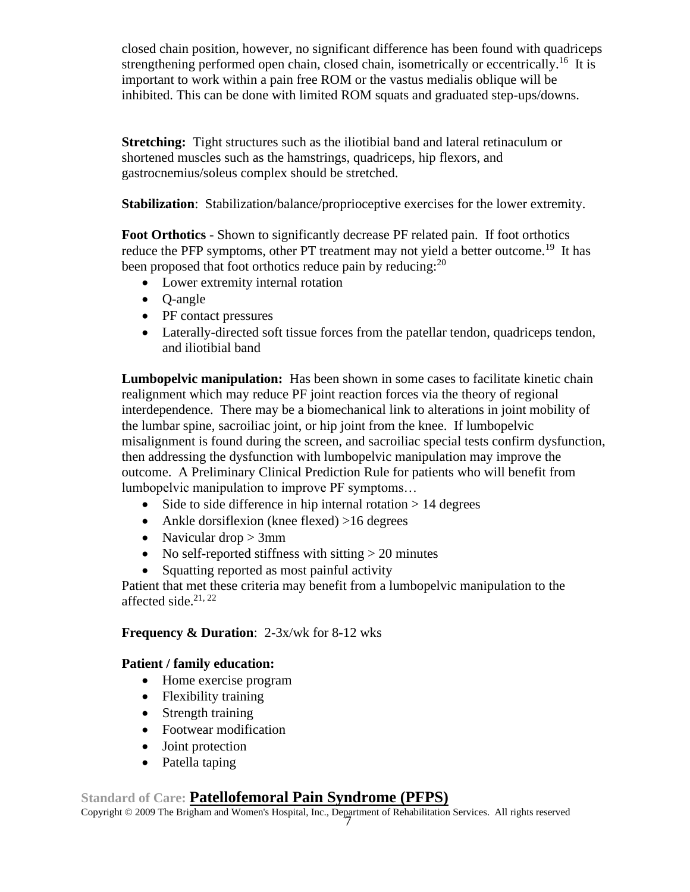closed chain position, however, no significant difference has been found with quadriceps strengthening performed open chain, closed chain, isometrically or eccentrically.[16] It is important to work within a pain free ROM or the vastus medialis oblique will be inhibited. This can be done with limited ROM squats and graduated step-ups/downs.

**Stretching:** Tight structures such as the iliotibial band and lateral retinaculum or shortened muscles such as the hamstrings, quadriceps, hip flexors, and gastrocnemius/soleus complex should be stretched.

**Stabilization**: Stabilization/balance/proprioceptive exercises for the lower extremity.

**Foot Orthotics** - Shown to significantly decrease PF related pain. If foot orthotics reduce the PFP symptoms, other PT treatment may not yield a better outcome.[19] It has been proposed that foot orthotics reduce pain by reducing:[20]

- Lower extremity internal rotation
- Q-angle
- PF contact pressures
- Laterally-directed soft tissue forces from the patellar tendon, quadriceps tendon, and iliotibial band

**Lumbopelvic manipulation:** Has been shown in some cases to facilitate kinetic chain realignment which may reduce PF joint reaction forces via the theory of regional interdependence. There may be a biomechanical link to alterations in joint mobility of the lumbar spine, sacroiliac joint, or hip joint from the knee. If lumbopelvic misalignment is found during the screen, and sacroiliac special tests confirm dysfunction, then addressing the dysfunction with lumbopelvic manipulation may improve the outcome. A Preliminary Clinical Prediction Rule for patients who will benefit from lumbopelvic manipulation to improve PF symptoms…

- Side to side difference in hip internal rotation > 14 degrees
- Ankle dorsiflexion (knee flexed) >16 degrees
- Navicular drop > 3mm
- No self-reported stiffness with sitting > 20 minutes
- Squatting reported as most painful activity

Patient that met these criteria may benefit from a lumbopelvic manipulation to the affected side.[21, 22]

**Frequency & Duration**: 2-3x/wk for 8-12 wks

**Patient / family education:**

- Home exercise program
- Flexibility training
- Strength training
- Footwear modification
- Joint protection
- Patella taping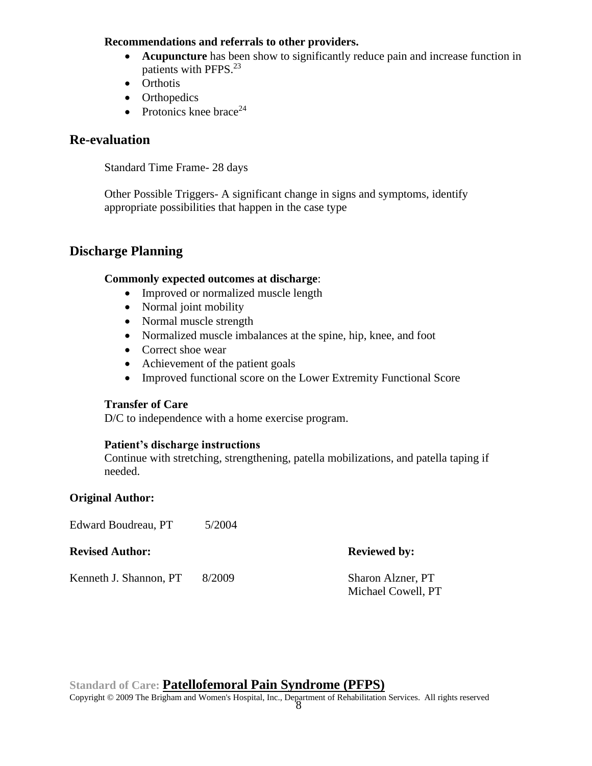**Recommendations and referrals to other providers.**

- **Acupuncture** has been show to significantly reduce pain and increase function in patients with PFPS.[23]
- Orthotis
- Orthopedics
- Protonics knee brace[24]

## Re-evaluation

Standard Time Frame- 28 days

Other Possible Triggers- A significant change in signs and symptoms, identify appropriate possibilities that happen in the case type

## Discharge Planning

**Commonly expected outcomes at discharge**:

- Improved or normalized muscle length
- Normal joint mobility
- Normal muscle strength
- Normalized muscle imbalances at the spine, hip, knee, and foot
- Correct shoe wear
- Achievement of the patient goals
- Improved functional score on the Lower Extremity Functional Score

**Transfer of Care**

D/C to independence with a home exercise program.

**Patient's discharge instructions**

Continue with stretching, strengthening, patella mobilizations, and patella taping if needed.

**Original Author:**

Edward Boudreau, PT 5/2004

**Revised Author:**

Kenneth J. Shannon, PT 8/2009

**Reviewed by:**

Sharon Alzner, PT
Michael Cowell, PT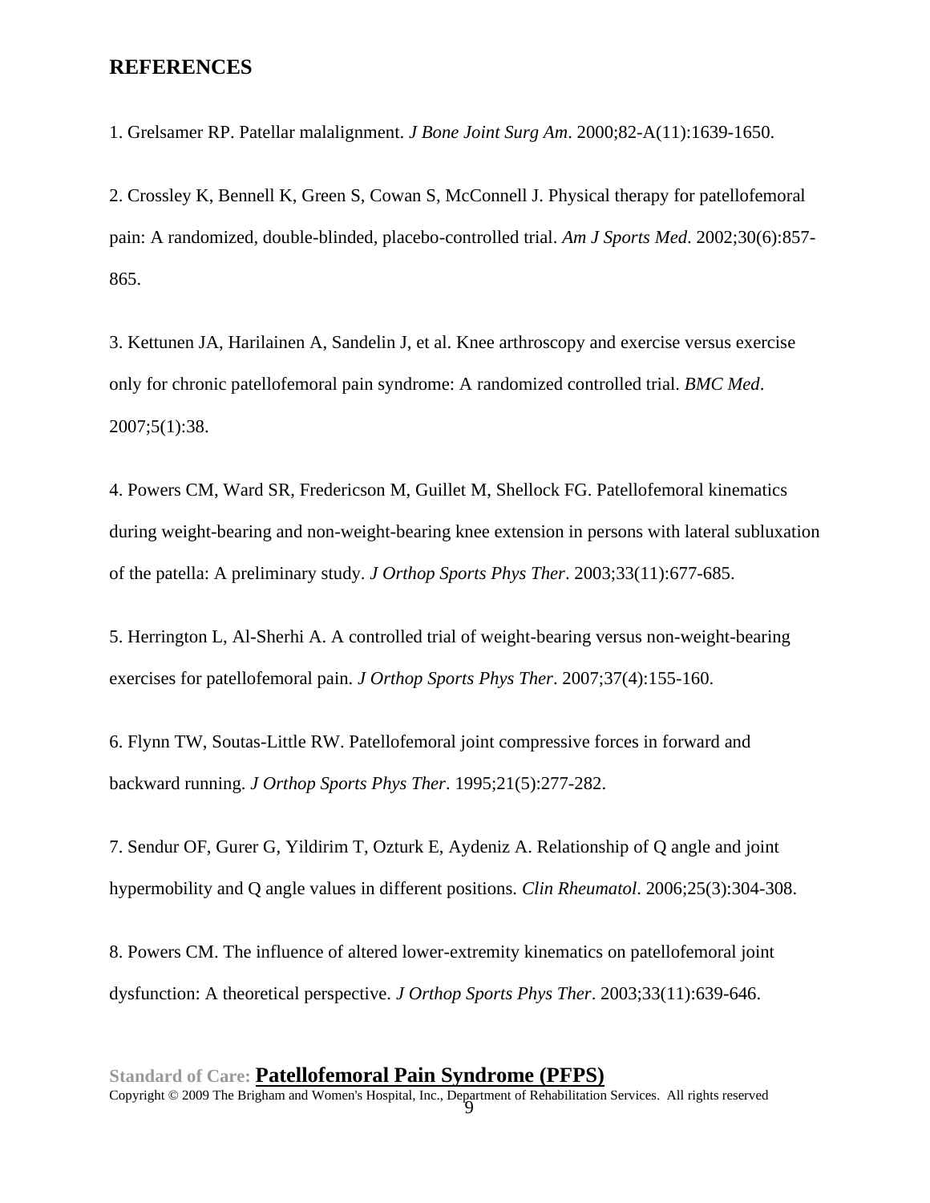## REFERENCES

1. Grelsamer RP. Patellar malalignment. *J Bone Joint Surg Am*. 2000;82-A(11):1639-1650.

2. Crossley K, Bennell K, Green S, Cowan S, McConnell J. Physical therapy for patellofemoral pain: A randomized, double-blinded, placebo-controlled trial. *Am J Sports Med*. 2002;30(6):857-865.

3. Kettunen JA, Harilainen A, Sandelin J, et al. Knee arthroscopy and exercise versus exercise only for chronic patellofemoral pain syndrome: A randomized controlled trial. *BMC Med*. 2007;5(1):38.

4. Powers CM, Ward SR, Fredericson M, Guillet M, Shellock FG. Patellofemoral kinematics during weight-bearing and non-weight-bearing knee extension in persons with lateral subluxation of the patella: A preliminary study. *J Orthop Sports Phys Ther*. 2003;33(11):677-685.

5. Herrington L, Al-Sherhi A. A controlled trial of weight-bearing versus non-weight-bearing exercises for patellofemoral pain. *J Orthop Sports Phys Ther*. 2007;37(4):155-160.

6. Flynn TW, Soutas-Little RW. Patellofemoral joint compressive forces in forward and backward running. *J Orthop Sports Phys Ther*. 1995;21(5):277-282.

7. Sendur OF, Gurer G, Yildirim T, Ozturk E, Aydeniz A. Relationship of Q angle and joint hypermobility and Q angle values in different positions. *Clin Rheumatol*. 2006;25(3):304-308.

8. Powers CM. The influence of altered lower-extremity kinematics on patellofemoral joint dysfunction: A theoretical perspective. *J Orthop Sports Phys Ther*. 2003;33(11):639-646.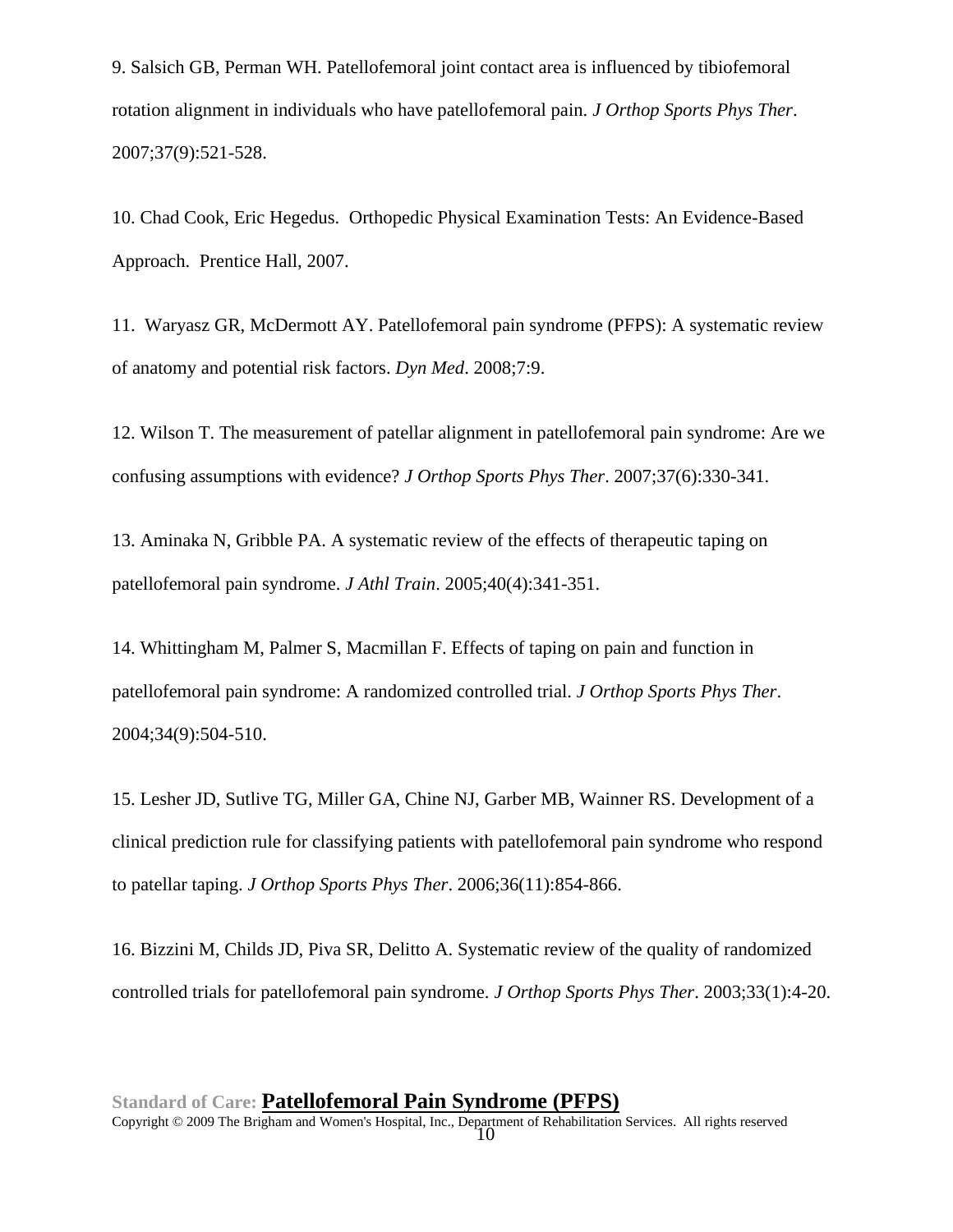9. Salsich GB, Perman WH. Patellofemoral joint contact area is influenced by tibiofemoral rotation alignment in individuals who have patellofemoral pain. *J Orthop Sports Phys Ther*. 2007;37(9):521-528.

10. Chad Cook, Eric Hegedus. Orthopedic Physical Examination Tests: An Evidence-Based Approach. Prentice Hall, 2007.

11. Waryasz GR, McDermott AY. Patellofemoral pain syndrome (PFPS): A systematic review of anatomy and potential risk factors. *Dyn Med*. 2008;7:9.

12. Wilson T. The measurement of patellar alignment in patellofemoral pain syndrome: Are we confusing assumptions with evidence? *J Orthop Sports Phys Ther*. 2007;37(6):330-341.

13. Aminaka N, Gribble PA. A systematic review of the effects of therapeutic taping on patellofemoral pain syndrome. *J Athl Train*. 2005;40(4):341-351.

14. Whittingham M, Palmer S, Macmillan F. Effects of taping on pain and function in patellofemoral pain syndrome: A randomized controlled trial. *J Orthop Sports Phys Ther*. 2004;34(9):504-510.

15. Lesher JD, Sutlive TG, Miller GA, Chine NJ, Garber MB, Wainner RS. Development of a clinical prediction rule for classifying patients with patellofemoral pain syndrome who respond to patellar taping. *J Orthop Sports Phys Ther*. 2006;36(11):854-866.

16. Bizzini M, Childs JD, Piva SR, Delitto A. Systematic review of the quality of randomized controlled trials for patellofemoral pain syndrome. *J Orthop Sports Phys Ther*. 2003;33(1):4-20.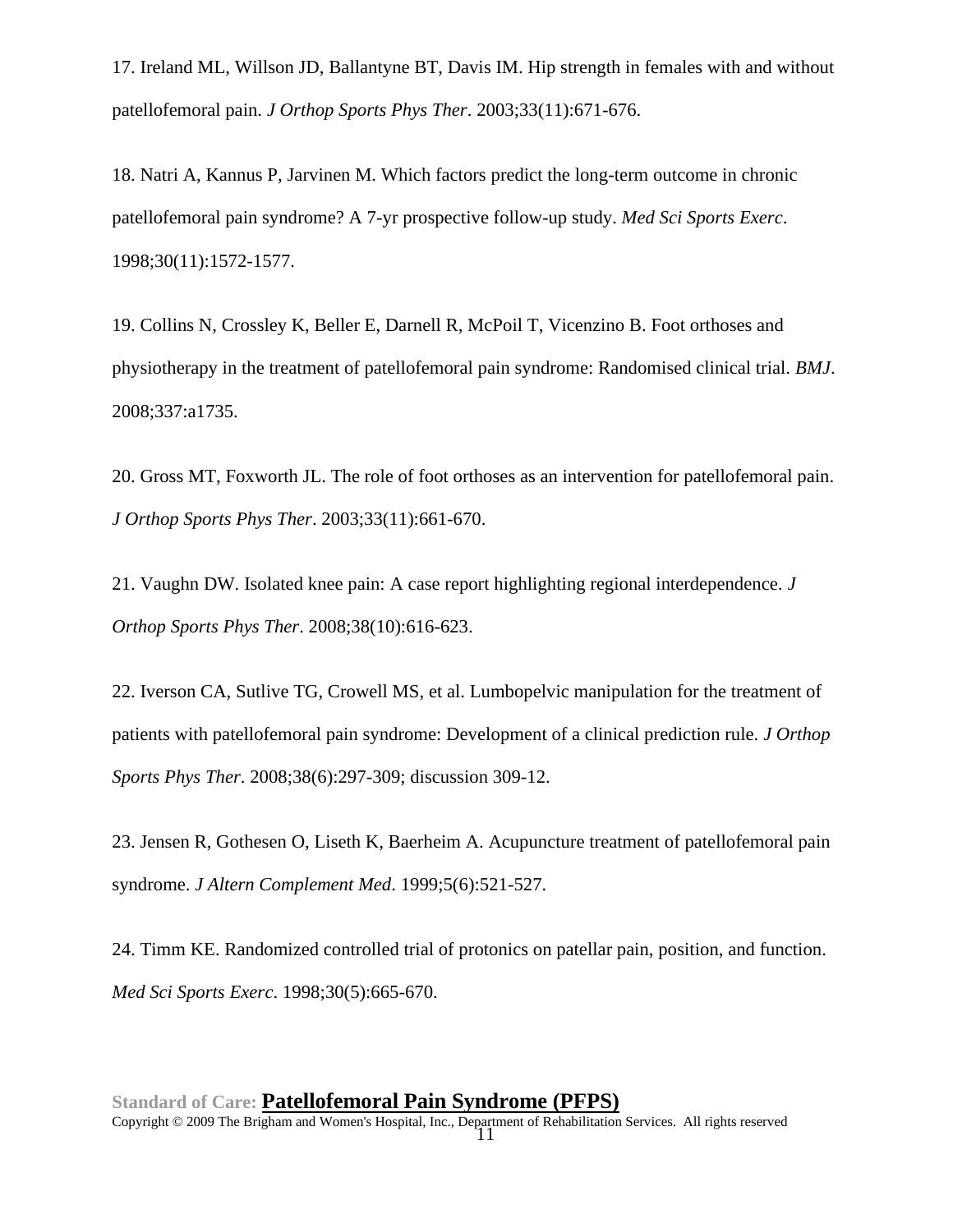17. Ireland ML, Willson JD, Ballantyne BT, Davis IM. Hip strength in females with and without patellofemoral pain. *J Orthop Sports Phys Ther*. 2003;33(11):671-676.

18. Natri A, Kannus P, Jarvinen M. Which factors predict the long-term outcome in chronic patellofemoral pain syndrome? A 7-yr prospective follow-up study. *Med Sci Sports Exerc*. 1998;30(11):1572-1577.

19. Collins N, Crossley K, Beller E, Darnell R, McPoil T, Vicenzino B. Foot orthoses and physiotherapy in the treatment of patellofemoral pain syndrome: Randomised clinical trial. *BMJ*. 2008;337:a1735.

20. Gross MT, Foxworth JL. The role of foot orthoses as an intervention for patellofemoral pain. *J Orthop Sports Phys Ther*. 2003;33(11):661-670.

21. Vaughn DW. Isolated knee pain: A case report highlighting regional interdependence. *J Orthop Sports Phys Ther*. 2008;38(10):616-623.

22. Iverson CA, Sutlive TG, Crowell MS, et al. Lumbopelvic manipulation for the treatment of patients with patellofemoral pain syndrome: Development of a clinical prediction rule. *J Orthop Sports Phys Ther*. 2008;38(6):297-309; discussion 309-12.

23. Jensen R, Gothesen O, Liseth K, Baerheim A. Acupuncture treatment of patellofemoral pain syndrome. *J Altern Complement Med*. 1999;5(6):521-527.

24. Timm KE. Randomized controlled trial of protonics on patellar pain, position, and function. *Med Sci Sports Exerc*. 1998;30(5):665-670.